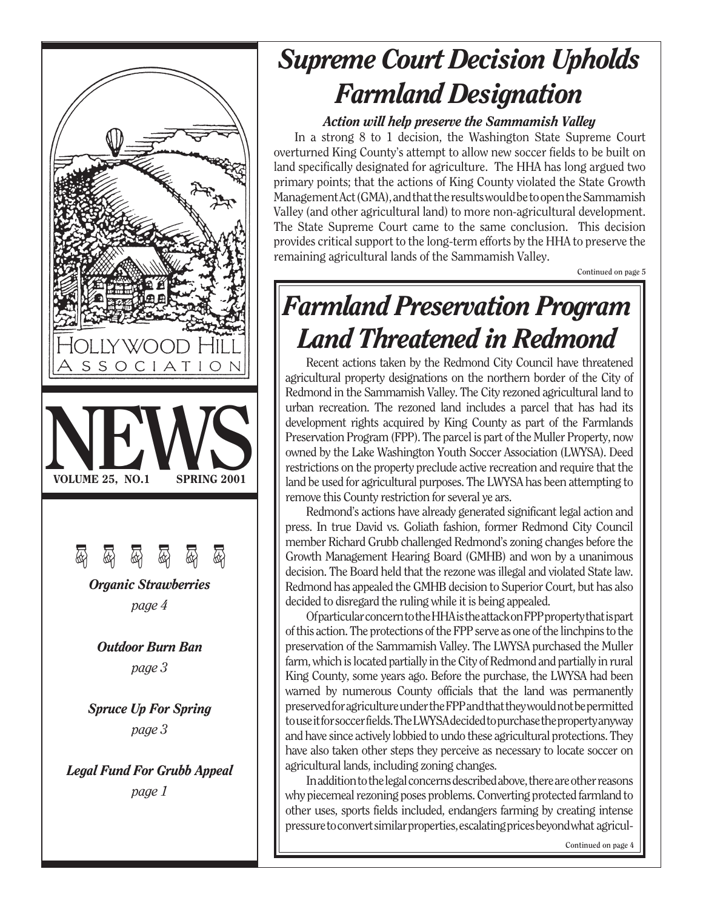# Hollywood Hill Association NEWS

**VOLUME 25, NO.1 SPRING 2001**

*Organic Strawberries*
*page 4*

*Outdoor Burn Ban*
*page 3*

*Spruce Up For Spring*
*page 3*

*Legal Fund For Grubb Appeal*
*page 1*

# *Supreme Court Decision Upholds Farmland Designation*

***Action will help preserve the Sammamish Valley***

In a strong 8 to 1 decision, the Washington State Supreme Court overturned King County's attempt to allow new soccer fields to be built on land specifically designated for agriculture. The HHA has long argued two primary points; that the actions of King County violated the State Growth Management Act (GMA), and that the results would be to open the Sammamish Valley (and other agricultural land) to more non-agricultural development. The State Supreme Court came to the same conclusion. This decision provides critical support to the long-term efforts by the HHA to preserve the remaining agricultural lands of the Sammamish Valley.

Continued on page 5

# *Farmland Preservation Program Land Threatened in Redmond*

Recent actions taken by the Redmond City Council have threatened agricultural property designations on the northern border of the City of Redmond in the Sammamish Valley. The City rezoned agricultural land to urban recreation. The rezoned land includes a parcel that has had its development rights acquired by King County as part of the Farmlands Preservation Program (FPP). The parcel is part of the Muller Property, now owned by the Lake Washington Youth Soccer Association (LWYSA). Deed restrictions on the property preclude active recreation and require that the land be used for agricultural purposes. The LWYSA has been attempting to remove this County restriction for several ye ars.

Redmond's actions have already generated significant legal action and press. In true David vs. Goliath fashion, former Redmond City Council member Richard Grubb challenged Redmond's zoning changes before the Growth Management Hearing Board (GMHB) and won by a unanimous decision. The Board held that the rezone was illegal and violated State law. Redmond has appealed the GMHB decision to Superior Court, but has also decided to disregard the ruling while it is being appealed.

Of particular concern to the HHA is the attack on FPP property that is part of this action. The protections of the FPP serve as one of the linchpins to the preservation of the Sammamish Valley. The LWYSA purchased the Muller farm, which is located partially in the City of Redmond and partially in rural King County, some years ago. Before the purchase, the LWYSA had been warned by numerous County officials that the land was permanently preserved for agriculture under the FPP and that they would not be permitted to use it for soccer fields. The LWYSA decided to purchase the property anyway and have since actively lobbied to undo these agricultural protections. They have also taken other steps they perceive as necessary to locate soccer on agricultural lands, including zoning changes.

In addition to the legal concerns described above, there are other reasons why piecemeal rezoning poses problems. Converting protected farmland to other uses, sports fields included, endangers farming by creating intense pressure to convert similar properties, escalating prices beyond what agricul-

Continued on page 4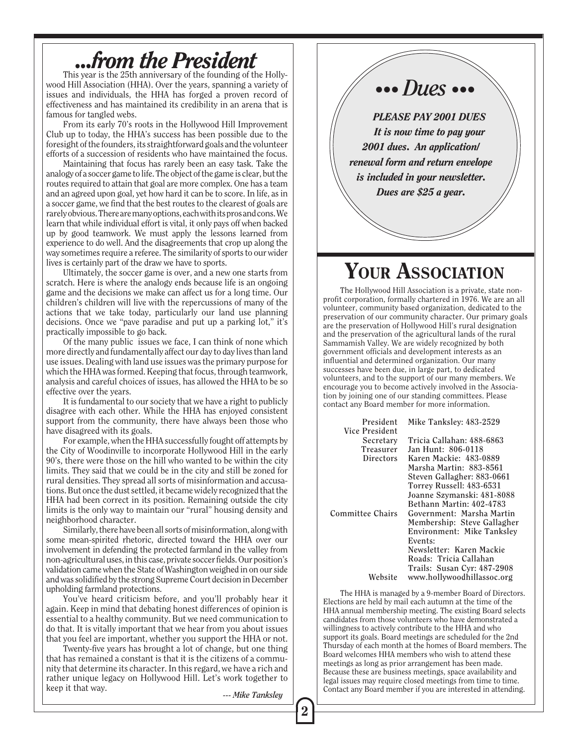# ...from the President

This year is the 25th anniversary of the founding of the Hollywood Hill Association (HHA). Over the years, spanning a variety of issues and individuals, the HHA has forged a proven record of effectiveness and has maintained its credibility in an arena that is famous for tangled webs.

From its early 70's roots in the Hollywood Hill Improvement Club up to today, the HHA's success has been possible due to the foresight of the founders, its straightforward goals and the volunteer efforts of a succession of residents who have maintained the focus.

Maintaining that focus has rarely been an easy task. Take the analogy of a soccer game to life. The object of the game is clear, but the routes required to attain that goal are more complex. One has a team and an agreed upon goal, yet how hard it can be to score. In life, as in a soccer game, we find that the best routes to the clearest of goals are rarely obvious. There are many options, each with its pros and cons. We learn that while individual effort is vital, it only pays off when backed up by good teamwork. We must apply the lessons learned from experience to do well. And the disagreements that crop up along the way sometimes require a referee. The similarity of sports to our wider lives is certainly part of the draw we have to sports.

Ultimately, the soccer game is over, and a new one starts from scratch. Here is where the analogy ends because life is an ongoing game and the decisions we make can affect us for a long time. Our children's children will live with the repercussions of many of the actions that we take today, particularly our land use planning decisions. Once we "pave paradise and put up a parking lot," it's practically impossible to go back.

Of the many public issues we face, I can think of none which more directly and fundamentally affect our day to day lives than land use issues. Dealing with land use issues was the primary purpose for which the HHA was formed. Keeping that focus, through teamwork, analysis and careful choices of issues, has allowed the HHA to be so effective over the years.

It is fundamental to our society that we have a right to publicly disagree with each other. While the HHA has enjoyed consistent support from the community, there have always been those who have disagreed with its goals.

For example, when the HHA successfully fought off attempts by the City of Woodinville to incorporate Hollywood Hill in the early 90's, there were those on the hill who wanted to be within the city limits. They said that we could be in the city and still be zoned for rural densities. They spread all sorts of misinformation and accusations. But once the dust settled, it became widely recognized that the HHA had been correct in its position. Remaining outside the city limits is the only way to maintain our "rural" housing density and neighborhood character.

Similarly, there have been all sorts of misinformation, along with some mean-spirited rhetoric, directed toward the HHA over our involvement in defending the protected farmland in the valley from non-agricultural uses, in this case, private soccer fields. Our position's validation came when the State of Washington weighed in on our side and was solidified by the strong Supreme Court decision in December upholding farmland protections.

You've heard criticism before, and you'll probably hear it again. Keep in mind that debating honest differences of opinion is essential to a healthy community. But we need communication to do that. It is vitally important that we hear from you about issues that you feel are important, whether you support the HHA or not.

Twenty-five years has brought a lot of change, but one thing that has remained a constant is that it is the citizens of a community that determine its character. In this regard, we have a rich and rather unique legacy on Hollywood Hill. Let's work together to keep it that way.

*--- Mike Tanksley*

## ••• Dues •••

***PLEASE PAY 2001 DUES***

***It is now time to pay your 2001 dues. An application/renewal form and return envelope is included in your newsletter. Dues are $25 a year.***

# YOUR ASSOCIATION

The Hollywood Hill Association is a private, state non-profit corporation, formally chartered in 1976. We are an all volunteer, community based organization, dedicated to the preservation of our community character. Our primary goals are the preservation of Hollywood Hill's rural designation and the preservation of the agricultural lands of the rural Sammamish Valley. We are widely recognized by both government officials and development interests as an influential and determined organization. Our many successes have been due, in large part, to dedicated volunteers, and to the support of our many members. We encourage you to become actively involved in the Association by joining one of our standing committees. Please contact any Board member for more information.

| | |
|---|---|
| President | Mike Tanksley: 483-2529 |
| Vice President | |
| Secretary | Tricia Callahan: 488-6863 |
| Treasurer | Jan Hunt: 806-0118 |
| Directors | Karen Mackie: 483-0889 |
| | Marsha Martin: 883-8561 |
| | Steven Gallagher: 883-0661 |
| | Torrey Russell: 483-6531 |
| | Joanne Szymanski: 481-8088 |
| | Bethann Martin: 402-4783 |
| Committee Chairs | Government: Marsha Martin |
| | Membership: Steve Gallagher |
| | Environment: Mike Tanksley |
| | Events: |
| | Newsletter: Karen Mackie |
| | Roads: Tricia Callahan |
| | Trails: Susan Cyr: 487-2908 |
| Website | www.hollywoodhillassoc.org |

The HHA is managed by a 9-member Board of Directors. Elections are held by mail each autumn at the time of the HHA annual membership meeting. The existing Board selects candidates from those volunteers who have demonstrated a willingness to actively contribute to the HHA and who support its goals. Board meetings are scheduled for the 2nd Thursday of each month at the homes of Board members. The Board welcomes HHA members who wish to attend these meetings as long as prior arrangement has been made. Because these are business meetings, space availability and legal issues may require closed meetings from time to time. Contact any Board member if you are interested in attending.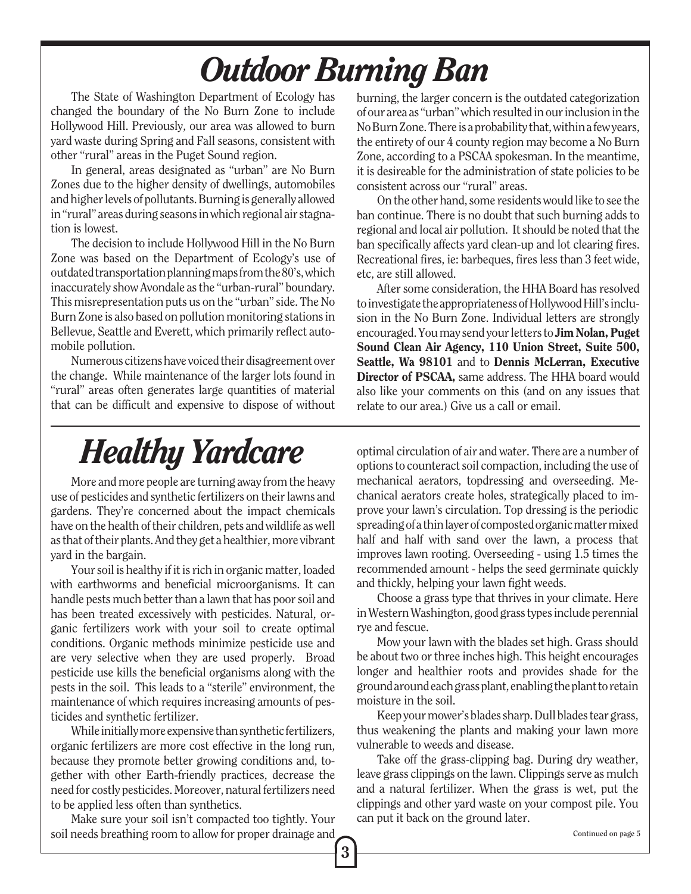# *Outdoor Burning Ban*

The State of Washington Department of Ecology has changed the boundary of the No Burn Zone to include Hollywood Hill. Previously, our area was allowed to burn yard waste during Spring and Fall seasons, consistent with other "rural" areas in the Puget Sound region.

In general, areas designated as "urban" are No Burn Zones due to the higher density of dwellings, automobiles and higher levels of pollutants. Burning is generally allowed in "rural" areas during seasons in which regional air stagnation is lowest.

The decision to include Hollywood Hill in the No Burn Zone was based on the Department of Ecology's use of outdated transportation planning maps from the 80's, which inaccurately show Avondale as the "urban-rural" boundary. This misrepresentation puts us on the "urban" side. The No Burn Zone is also based on pollution monitoring stations in Bellevue, Seattle and Everett, which primarily reflect automobile pollution.

Numerous citizens have voiced their disagreement over the change. While maintenance of the larger lots found in "rural" areas often generates large quantities of material that can be difficult and expensive to dispose of without burning, the larger concern is the outdated categorization of our area as "urban" which resulted in our inclusion in the No Burn Zone. There is a probability that, within a few years, the entirety of our 4 county region may become a No Burn Zone, according to a PSCAA spokesman. In the meantime, it is desireable for the administration of state policies to be consistent across our "rural" areas.

On the other hand, some residents would like to see the ban continue. There is no doubt that such burning adds to regional and local air pollution. It should be noted that the ban specifically affects yard clean-up and lot clearing fires. Recreational fires, ie: barbeques, fires less than 3 feet wide, etc, are still allowed.

After some consideration, the HHA Board has resolved to investigate the appropriateness of Hollywood Hill's inclusion in the No Burn Zone. Individual letters are strongly encouraged. You may send your letters to **Jim Nolan, Puget Sound Clean Air Agency, 110 Union Street, Suite 500, Seattle, Wa 98101** and to **Dennis McLerran, Executive Director of PSCAA,** same address. The HHA board would also like your comments on this (and on any issues that relate to our area.) Give us a call or email.

# *Healthy Yardcare*

More and more people are turning away from the heavy use of pesticides and synthetic fertilizers on their lawns and gardens. They're concerned about the impact chemicals have on the health of their children, pets and wildlife as well as that of their plants. And they get a healthier, more vibrant yard in the bargain.

Your soil is healthy if it is rich in organic matter, loaded with earthworms and beneficial microorganisms. It can handle pests much better than a lawn that has poor soil and has been treated excessively with pesticides. Natural, organic fertilizers work with your soil to create optimal conditions. Organic methods minimize pesticide use and are very selective when they are used properly. Broad pesticide use kills the beneficial organisms along with the pests in the soil. This leads to a "sterile" environment, the maintenance of which requires increasing amounts of pesticides and synthetic fertilizer.

While initially more expensive than synthetic fertilizers, organic fertilizers are more cost effective in the long run, because they promote better growing conditions and, together with other Earth-friendly practices, decrease the need for costly pesticides. Moreover, natural fertilizers need to be applied less often than synthetics.

Make sure your soil isn't compacted too tightly. Your soil needs breathing room to allow for proper drainage and optimal circulation of air and water. There are a number of options to counteract soil compaction, including the use of mechanical aerators, topdressing and overseeding. Mechanical aerators create holes, strategically placed to improve your lawn's circulation. Top dressing is the periodic spreading of a thin layer of composted organic matter mixed half and half with sand over the lawn, a process that improves lawn rooting. Overseeding - using 1.5 times the recommended amount - helps the seed germinate quickly and thickly, helping your lawn fight weeds.

Choose a grass type that thrives in your climate. Here in Western Washington, good grass types include perennial rye and fescue.

Mow your lawn with the blades set high. Grass should be about two or three inches high. This height encourages longer and healthier roots and provides shade for the ground around each grass plant, enabling the plant to retain moisture in the soil.

Keep your mower's blades sharp. Dull blades tear grass, thus weakening the plants and making your lawn more vulnerable to weeds and disease.

Take off the grass-clipping bag. During dry weather, leave grass clippings on the lawn. Clippings serve as mulch and a natural fertilizer. When the grass is wet, put the clippings and other yard waste on your compost pile. You can put it back on the ground later.

Continued on page 5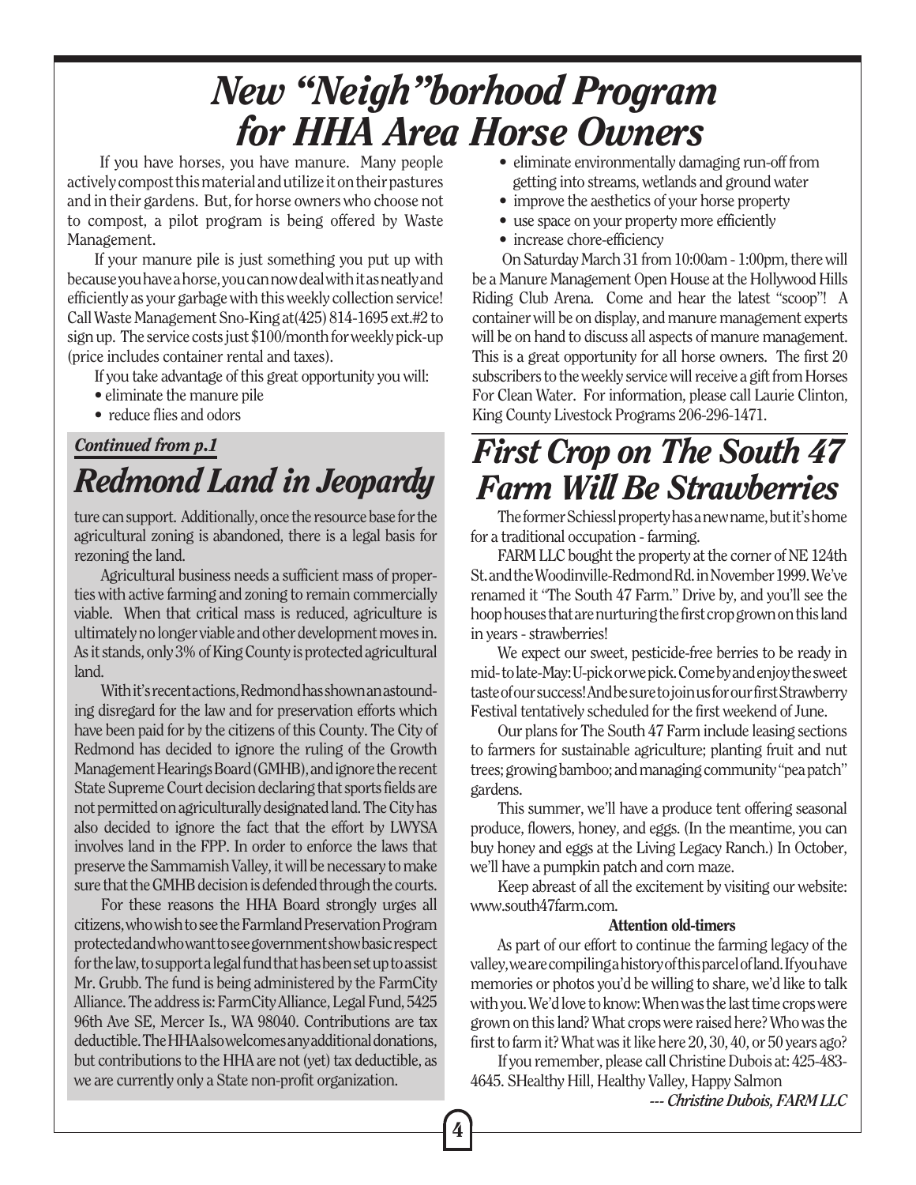# New "Neigh"borhood Program for HHA Area Horse Owners

If you have horses, you have manure. Many people actively compost this material and utilize it on their pastures and in their gardens. But, for horse owners who choose not to compost, a pilot program is being offered by Waste Management.

If your manure pile is just something you put up with because you have a horse, you can now deal with it as neatly and efficiently as your garbage with this weekly collection service! Call Waste Management Sno-King at(425) 814-1695 ext.#2 to sign up. The service costs just $100/month for weekly pick-up (price includes container rental and taxes).

If you take advantage of this great opportunity you will:

- eliminate the manure pile
- reduce flies and odors
- eliminate environmentally damaging run-off from getting into streams, wetlands and ground water
- improve the aesthetics of your horse property
- use space on your property more efficiently
- increase chore-efficiency

On Saturday March 31 from 10:00am - 1:00pm, there will be a Manure Management Open House at the Hollywood Hills Riding Club Arena. Come and hear the latest "scoop"! A container will be on display, and manure management experts will be on hand to discuss all aspects of manure management. This is a great opportunity for all horse owners. The first 20 subscribers to the weekly service will receive a gift from Horses For Clean Water. For information, please call Laurie Clinton, King County Livestock Programs 206-296-1471.

*Continued from p.1*

## Redmond Land in Jeopardy

ture can support. Additionally, once the resource base for the agricultural zoning is abandoned, there is a legal basis for rezoning the land.

Agricultural business needs a sufficient mass of properties with active farming and zoning to remain commercially viable. When that critical mass is reduced, agriculture is ultimately no longer viable and other development moves in. As it stands, only 3% of King County is protected agricultural land.

With it's recent actions, Redmond has shown an astounding disregard for the law and for preservation efforts which have been paid for by the citizens of this County. The City of Redmond has decided to ignore the ruling of the Growth Management Hearings Board (GMHB), and ignore the recent State Supreme Court decision declaring that sports fields are not permitted on agriculturally designated land. The City has also decided to ignore the fact that the effort by LWYSA involves land in the FPP. In order to enforce the laws that preserve the Sammamish Valley, it will be necessary to make sure that the GMHB decision is defended through the courts.

For these reasons the HHA Board strongly urges all citizens, who wish to see the Farmland Preservation Program protected and who want to see government show basic respect for the law, to support a legal fund that has been set up to assist Mr. Grubb. The fund is being administered by the FarmCity Alliance. The address is: FarmCity Alliance, Legal Fund, 5425 96th Ave SE, Mercer Is., WA 98040. Contributions are tax deductible. The HHA also welcomes any additional donations, but contributions to the HHA are not (yet) tax deductible, as we are currently only a State non-profit organization.

# First Crop on The South 47 Farm Will Be Strawberries

The former Schiessl property has a new name, but it's home for a traditional occupation - farming.

FARM LLC bought the property at the corner of NE 124th St. and the Woodinville-Redmond Rd. in November 1999. We've renamed it "The South 47 Farm." Drive by, and you'll see the hoop houses that are nurturing the first crop grown on this land in years - strawberries!

We expect our sweet, pesticide-free berries to be ready in mid- to late-May: U-pick or we pick. Come by and enjoy the sweet taste of our success! And be sure to join us for our first Strawberry Festival tentatively scheduled for the first weekend of June.

Our plans for The South 47 Farm include leasing sections to farmers for sustainable agriculture; planting fruit and nut trees; growing bamboo; and managing community "pea patch" gardens.

This summer, we'll have a produce tent offering seasonal produce, flowers, honey, and eggs. (In the meantime, you can buy honey and eggs at the Living Legacy Ranch.) In October, we'll have a pumpkin patch and corn maze.

Keep abreast of all the excitement by visiting our website: www.south47farm.com.

**Attention old-timers**

As part of our effort to continue the farming legacy of the valley, we are compiling a history of this parcel of land. If you have memories or photos you'd be willing to share, we'd like to talk with you. We'd love to know: When was the last time crops were grown on this land? What crops were raised here? Who was the first to farm it? What was it like here 20, 30, 40, or 50 years ago?

If you remember, please call Christine Dubois at: 425-483-4645. SHealthy Hill, Healthy Valley, Happy Salmon

*--- Christine Dubois, FARM LLC*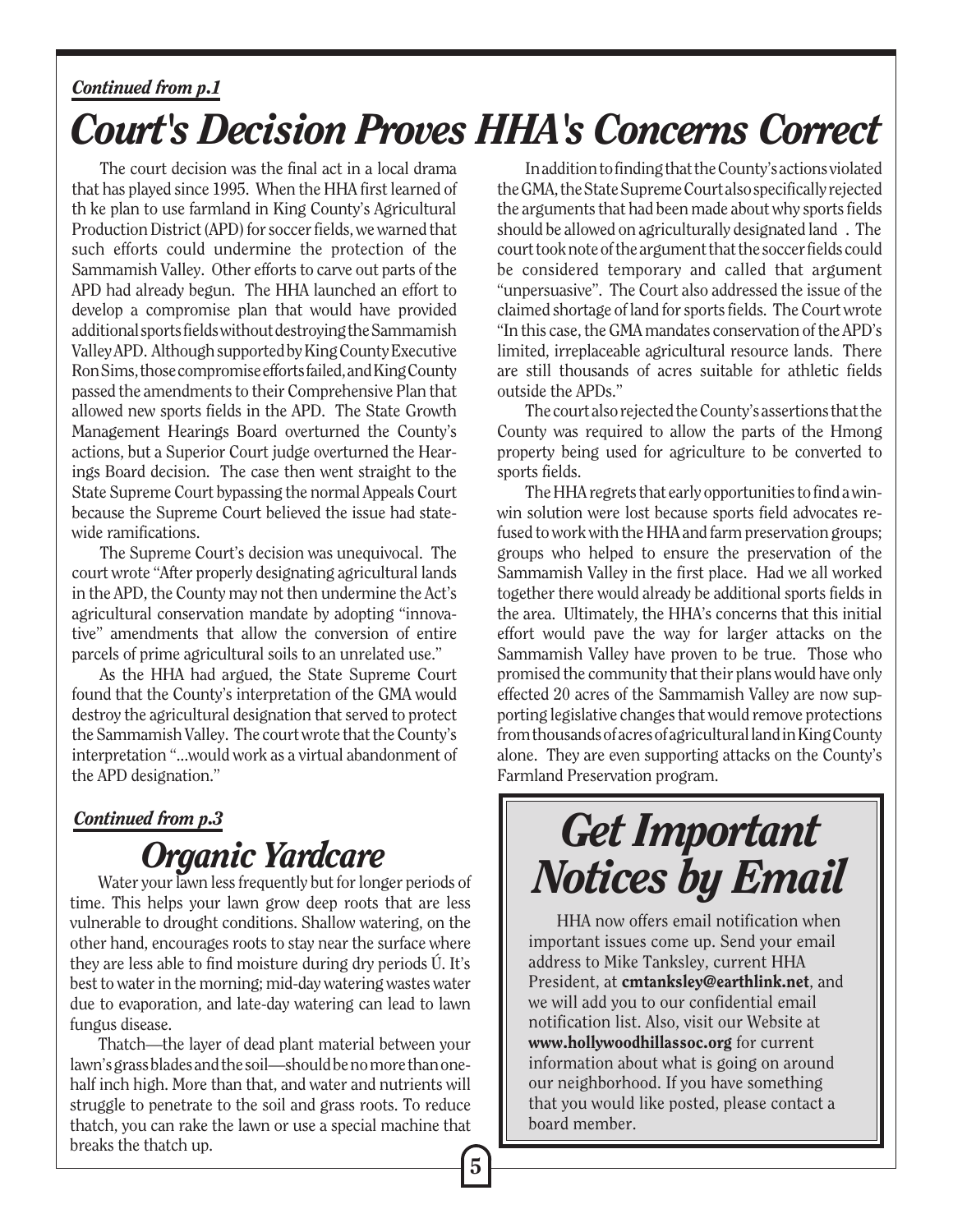*Continued from p.1*

# *Court's Decision Proves HHA's Concerns Correct*

The court decision was the final act in a local drama that has played since 1995. When the HHA first learned of th ke plan to use farmland in King County's Agricultural Production District (APD) for soccer fields, we warned that such efforts could undermine the protection of the Sammamish Valley. Other efforts to carve out parts of the APD had already begun. The HHA launched an effort to develop a compromise plan that would have provided additional sports fields without destroying the Sammamish Valley APD. Although supported by King County Executive Ron Sims, those compromise efforts failed, and King County passed the amendments to their Comprehensive Plan that allowed new sports fields in the APD. The State Growth Management Hearings Board overturned the County's actions, but a Superior Court judge overturned the Hearings Board decision. The case then went straight to the State Supreme Court bypassing the normal Appeals Court because the Supreme Court believed the issue had statewide ramifications.

The Supreme Court's decision was unequivocal. The court wrote "After properly designating agricultural lands in the APD, the County may not then undermine the Act's agricultural conservation mandate by adopting "innovative" amendments that allow the conversion of entire parcels of prime agricultural soils to an unrelated use."

As the HHA had argued, the State Supreme Court found that the County's interpretation of the GMA would destroy the agricultural designation that served to protect the Sammamish Valley. The court wrote that the County's interpretation "...would work as a virtual abandonment of the APD designation."

In addition to finding that the County's actions violated the GMA, the State Supreme Court also specifically rejected the arguments that had been made about why sports fields should be allowed on agriculturally designated land . The court took note of the argument that the soccer fields could be considered temporary and called that argument "unpersuasive". The Court also addressed the issue of the claimed shortage of land for sports fields. The Court wrote "In this case, the GMA mandates conservation of the APD's limited, irreplaceable agricultural resource lands. There are still thousands of acres suitable for athletic fields outside the APDs."

The court also rejected the County's assertions that the County was required to allow the parts of the Hmong property being used for agriculture to be converted to sports fields.

The HHA regrets that early opportunities to find a win-win solution were lost because sports field advocates refused to work with the HHA and farm preservation groups; groups who helped to ensure the preservation of the Sammamish Valley in the first place. Had we all worked together there would already be additional sports fields in the area. Ultimately, the HHA's concerns that this initial effort would pave the way for larger attacks on the Sammamish Valley have proven to be true. Those who promised the community that their plans would have only effected 20 acres of the Sammamish Valley are now supporting legislative changes that would remove protections from thousands of acres of agricultural land in King County alone. They are even supporting attacks on the County's Farmland Preservation program.

*Continued from p.3*

## *Organic Yardcare*

Water your lawn less frequently but for longer periods of time. This helps your lawn grow deep roots that are less vulnerable to drought conditions. Shallow watering, on the other hand, encourages roots to stay near the surface where they are less able to find moisture during dry periods Ú. It's best to water in the morning; mid-day watering wastes water due to evaporation, and late-day watering can lead to lawn fungus disease.

Thatch—the layer of dead plant material between your lawn's grass blades and the soil—should be no more than one-half inch high. More than that, and water and nutrients will struggle to penetrate to the soil and grass roots. To reduce thatch, you can rake the lawn or use a special machine that breaks the thatch up.

## *Get Important Notices by Email*

HHA now offers email notification when important issues come up. Send your email address to Mike Tanksley, current HHA President, at **cmtanksley@earthlink.net**, and we will add you to our confidential email notification list. Also, visit our Website at **www.hollywoodhillassoc.org** for current information about what is going on around our neighborhood. If you have something that you would like posted, please contact a board member.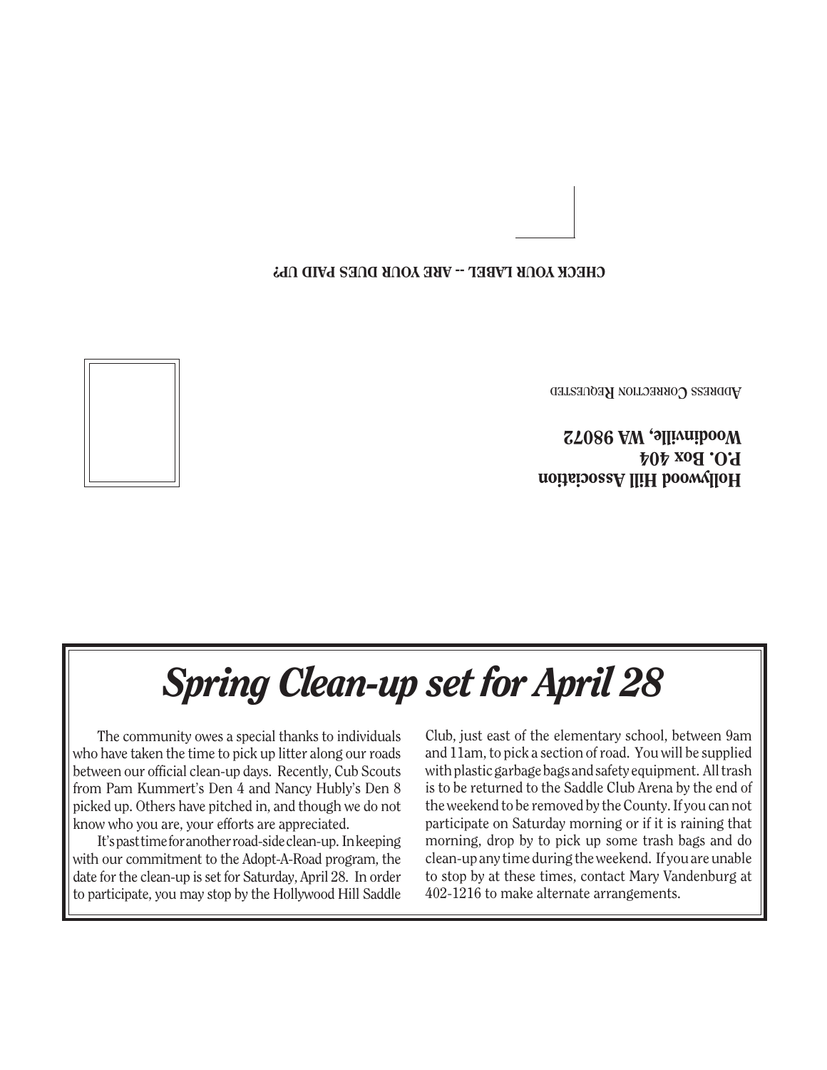CHECK YOUR LABEL -- ARE YOUR DUES PAID UP?

**Hollywood Hill Association**
**P.O. Box 404**
**Woodinville, WA 98072**

Address Correction Requested

# *Spring Clean-up set for April 28*

The community owes a special thanks to individuals who have taken the time to pick up litter along our roads between our official clean-up days. Recently, Cub Scouts from Pam Kummert's Den 4 and Nancy Hubly's Den 8 picked up. Others have pitched in, and though we do not know who you are, your efforts are appreciated.

It's past time for another road-side clean-up. In keeping with our commitment to the Adopt-A-Road program, the date for the clean-up is set for Saturday, April 28. In order to participate, you may stop by the Hollywood Hill Saddle Club, just east of the elementary school, between 9am and 11am, to pick a section of road. You will be supplied with plastic garbage bags and safety equipment. All trash is to be returned to the Saddle Club Arena by the end of the weekend to be removed by the County. If you can not participate on Saturday morning or if it is raining that morning, drop by to pick up some trash bags and do clean-up any time during the weekend. If you are unable to stop by at these times, contact Mary Vandenburg at 402-1216 to make alternate arrangements.